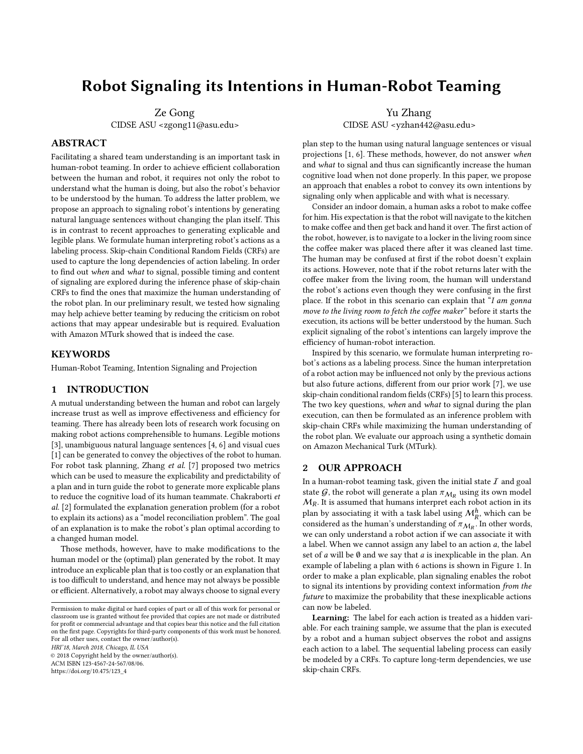# Robot Signaling its Intentions in Human-Robot Teaming

Ze Gong
CIDSE ASU <zgong11@asu.edu>

Yu Zhang
CIDSE ASU <yzhan442@asu.edu>

## ABSTRACT

Facilitating a shared team understanding is an important task in human-robot teaming. In order to achieve efficient collaboration between the human and robot, it requires not only the robot to understand what the human is doing, but also the robot's behavior to be understood by the human. To address the latter problem, we propose an approach to signaling robot's intentions by generating natural language sentences without changing the plan itself. This is in contrast to recent approaches to generating explicable and legible plans. We formulate human interpreting robot's actions as a labeling process. Skip-chain Conditional Random Fields (CRFs) are used to capture the long dependencies of action labeling. In order to find out *when* and *what* to signal, possible timing and content of signaling are explored during the inference phase of skip-chain CRFs to find the ones that maximize the human understanding of the robot plan. In our preliminary result, we tested how signaling may help achieve better teaming by reducing the criticism on robot actions that may appear undesirable but is required. Evaluation with Amazon MTurk showed that is indeed the case.

## KEYWORDS

Human-Robot Teaming, Intention Signaling and Projection

## 1 INTRODUCTION

A mutual understanding between the human and robot can largely increase trust as well as improve effectiveness and efficiency for teaming. There has already been lots of research work focusing on making robot actions comprehensible to humans. Legible motions [3], unambiguous natural language sentences [4, 6] and visual cues [1] can be generated to convey the objectives of the robot to human. For robot task planning, Zhang *et al.* [7] proposed two metrics which can be used to measure the explicability and predictability of a plan and in turn guide the robot to generate more explicable plans to reduce the cognitive load of its human teammate. Chakraborti *et al.* [2] formulated the explanation generation problem (for a robot to explain its actions) as a "model reconciliation problem". The goal of an explanation is to make the robot's plan optimal according to a changed human model.

Those methods, however, have to make modifications to the human model or the (optimal) plan generated by the robot. It may introduce an explicable plan that is too costly or an explanation that is too difficult to understand, and hence may not always be possible or efficient. Alternatively, a robot may always choose to signal every plan step to the human using natural language sentences or visual projections [1, 6]. These methods, however, do not answer *when* and *what* to signal and thus can significantly increase the human cognitive load when not done properly. In this paper, we propose an approach that enables a robot to convey its own intentions by signaling only when applicable and with what is necessary.

Permission to make digital or hard copies of part or all of this work for personal or classroom use is granted without fee provided that copies are not made or distributed for profit or commercial advantage and that copies bear this notice and the full citation on the first page. Copyrights for third-party components of this work must be honored. For all other uses, contact the owner/author(s).
*HRI'18, March 2018, Chicago, IL USA*
© 2018 Copyright held by the owner/author(s).
ACM ISBN 123-4567-24-567/08/06.
https://doi.org/10.475/123_4

Consider an indoor domain, a human asks a robot to make coffee for him. His expectation is that the robot will navigate to the kitchen to make coffee and then get back and hand it over. The first action of the robot, however, is to navigate to a locker in the living room since the coffee maker was placed there after it was cleaned last time. The human may be confused at first if the robot doesn't explain its actions. However, note that if the robot returns later with the coffee maker from the living room, the human will understand the robot's actions even though they were confusing in the first place. If the robot in this scenario can explain that "*I am gonna move to the living room to fetch the coffee maker*" before it starts the execution, its actions will be better understood by the human. Such explicit signaling of the robot's intentions can largely improve the efficiency of human-robot interaction.

Inspired by this scenario, we formulate human interpreting robot's actions as a labeling process. Since the human interpretation of a robot action may be influenced not only by the previous actions but also future actions, different from our prior work [7], we use skip-chain conditional random fields (CRFs) [5] to learn this process. The two key questions, *when* and *what* to signal during the plan execution, can then be formulated as an inference problem with skip-chain CRFs while maximizing the human understanding of the robot plan. We evaluate our approach using a synthetic domain on Amazon Mechanical Turk (MTurk).

## 2 OUR APPROACH

In a human-robot teaming task, given the initial state $\mathcal{I}$ and goal state $\mathcal{G}$, the robot will generate a plan $\pi_{\mathcal{M}_R}$ using its own model $\mathcal{M}_R$. It is assumed that humans interpret each robot action in its plan by associating it with a task label using $\mathcal{M}_R^h$, which can be considered as the human's understanding of $\pi_{\mathcal{M}_R}$. In other words, we can only understand a robot action if we can associate it with a label. When we cannot assign any label to an action $a$, the label set of $a$ will be $\emptyset$ and we say that $a$ is inexplicable in the plan. An example of labeling a plan with 6 actions is shown in Figure 1. In order to make a plan explicable, plan signaling enables the robot to signal its intentions by providing context information *from the future* to maximize the probability that these inexplicable actions can now be labeled.

**Learning:** The label for each action is treated as a hidden variable. For each training sample, we assume that the plan is executed by a robot and a human subject observes the robot and assigns each action to a label. The sequential labeling process can easily be modeled by a CRFs. To capture long-term dependencies, we use skip-chain CRFs.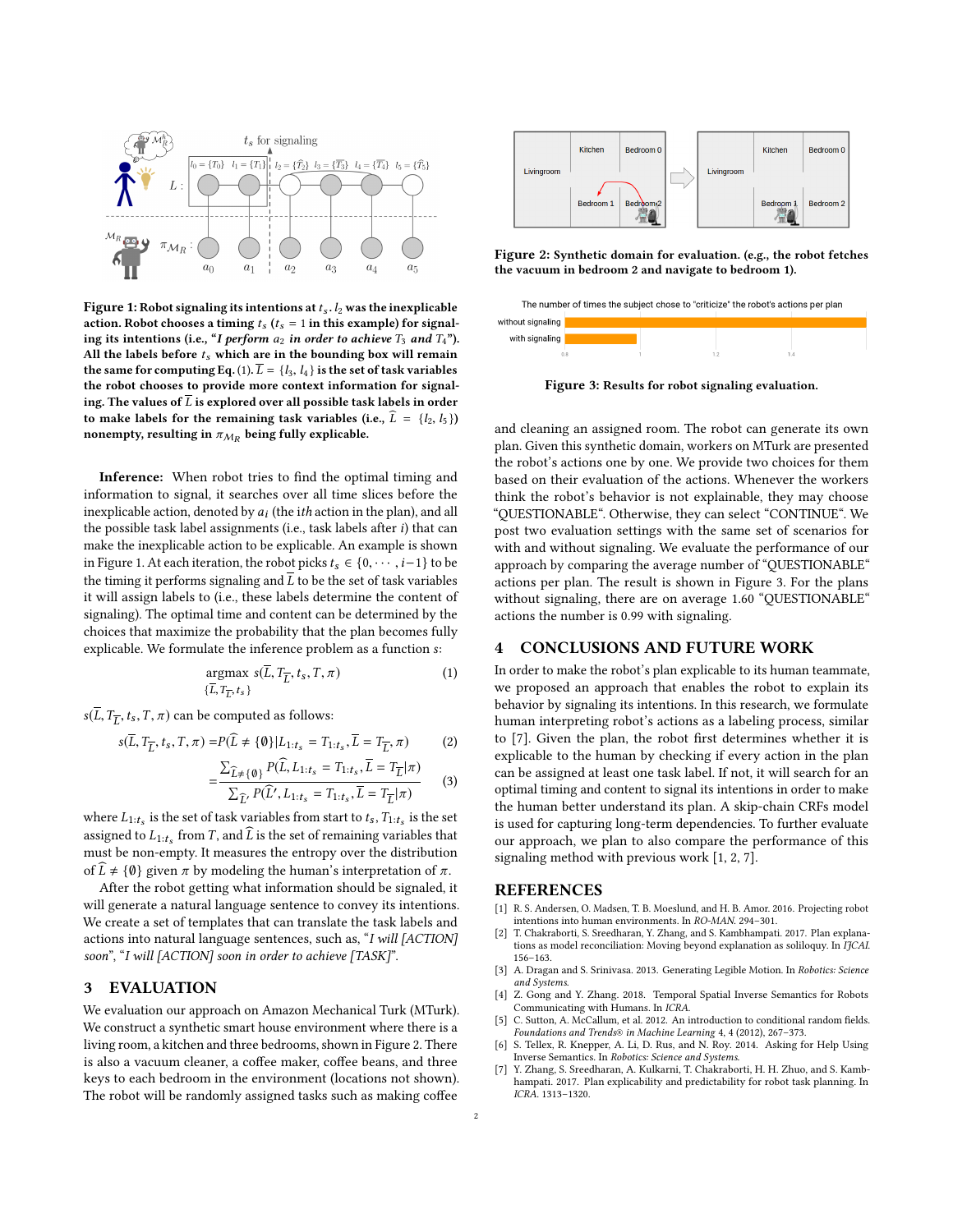**Figure 1: Robot signaling its intentions at $t_s$. $l_2$ was the inexplicable action. Robot chooses a timing $t_s$ ($t_s = 1$ in this example) for signaling its intentions (i.e., "*I perform* $a_2$ *in order to achieve* $T_3$ *and* $T_4$"). All the labels before $t_s$ which are in the bounding box will remain the same for computing Eq. (1). $\overline{L} = \{l_3, l_4\}$ is the set of task variables the robot chooses to provide more context information for signaling. The values of $\overline{L}$ is explored over all possible task labels in order to make labels for the remaining task variables (i.e., $\widehat{L} = \{l_2, l_5\}$) nonempty, resulting in $\pi_{\mathcal{M}_R}$ being fully explicable.**

**Inference:** When robot tries to find the optimal timing and information to signal, it searches over all time slices before the inexplicable action, denoted by $a_i$ (the $i$th action in the plan), and all the possible task label assignments (i.e., task labels after $i$) that can make the inexplicable action to be explicable. An example is shown in Figure 1. At each iteration, the robot picks $t_s \in \{0, \cdots, i-1\}$ to be the timing it performs signaling and $\overline{L}$ to be the set of task variables it will assign labels to (i.e., these labels determine the content of signaling). The optimal time and content can be determined by the choices that maximize the probability that the plan becomes fully explicable. We formulate the inference problem as a function $s$:

$$\underset{\{\overline{L}, T_{\overline{L}}, t_s\}}{\operatorname{argmax}} \; s(\overline{L}, T_{\overline{L}}, t_s, T, \pi) \tag{1}$$

$s(\overline{L}, T_{\overline{L}}, t_s, T, \pi)$ can be computed as follows:

$$s(\overline{L}, T_{\overline{L}}, t_s, T, \pi) = P(\widehat{L} \neq \{\emptyset\} | L_{1:t_s} = T_{1:t_s}, \overline{L} = T_{\overline{L}}, \pi) \tag{2}$$

$$= \frac{\sum_{\widehat{L} \neq \{\emptyset\}} P(\widehat{L}, L_{1:t_s} = T_{1:t_s}, \overline{L} = T_{\overline{L}} | \pi)}{\sum_{\widehat{L}'} P(\widehat{L}', L_{1:t_s} = T_{1:t_s}, \overline{L} = T_{\overline{L}} | \pi)} \tag{3}$$

where $L_{1:t_s}$ is the set of task variables from start to $t_s$, $T_{1:t_s}$ is the set assigned to $L_{1:t_s}$ from $T$, and $\widehat{L}$ is the set of remaining variables that must be non-empty. It measures the entropy over the distribution of $\widehat{L} \neq \{\emptyset\}$ given $\pi$ by modeling the human's interpretation of $\pi$.

After the robot getting what information should be signaled, it will generate a natural language sentence to convey its intentions. We create a set of templates that can translate the task labels and actions into natural language sentences, such as, "*I will [ACTION] soon*", "*I will [ACTION] soon in order to achieve [TASK]*".

## 3 EVALUATION

We evaluation our approach on Amazon Mechanical Turk (MTurk). We construct a synthetic smart house environment where there is a living room, a kitchen and three bedrooms, shown in Figure 2. There is also a vacuum cleaner, a coffee maker, coffee beans, and three keys to each bedroom in the environment (locations not shown). The robot will be randomly assigned tasks such as making coffee and cleaning an assigned room. The robot can generate its own plan. Given this synthetic domain, workers on MTurk are presented the robot's actions one by one. We provide two choices for them based on their evaluation of the actions. Whenever the workers think the robot's behavior is not explainable, they may choose "QUESTIONABLE". Otherwise, they can select "CONTINUE". We post two evaluation settings with the same set of scenarios for with and without signaling. We evaluate the performance of our approach by comparing the average number of "QUESTIONABLE" actions per plan. The result is shown in Figure 3. For the plans without signaling, there are on average 1.60 "QUESTIONABLE" actions the number is 0.99 with signaling.

Kitchen
Bedroom 0
Livingroom
Bedroom 1
Bedroom 2

**Figure 2: Synthetic domain for evaluation. (e.g., the robot fetches the vacuum in bedroom 2 and navigate to bedroom 1).**

The number of times the subject chose to "criticize" the robot's actions per plan
without signaling
with signaling
0.8
1
1.2
1.4

**Figure 3: Results for robot signaling evaluation.**

## 4 CONCLUSIONS AND FUTURE WORK

In order to make the robot's plan explicable to its human teammate, we proposed an approach that enables the robot to explain its behavior by signaling its intentions. In this research, we formulate human interpreting robot's actions as a labeling process, similar to [7]. Given the plan, the robot first determines whether it is explicable to the human by checking if every action in the plan can be assigned at least one task label. If not, it will search for an optimal timing and content to signal its intentions in order to make the human better understand its plan. A skip-chain CRFs model is used for capturing long-term dependencies. To further evaluate our approach, we plan to also compare the performance of this signaling method with previous work [1, 2, 7].

## REFERENCES

[1] R. S. Andersen, O. Madsen, T. B. Moeslund, and H. B. Amor. 2016. Projecting robot intentions into human environments. In *RO-MAN*. 294–301.

[2] T. Chakraborti, S. Sreedharan, Y. Zhang, and S. Kambhampati. 2017. Plan explanations as model reconciliation: Moving beyond explanation as soliloquy. In *IJCAI*. 156–163.

[3] A. Dragan and S. Srinivasa. 2013. Generating Legible Motion. In *Robotics: Science and Systems*.

[4] Z. Gong and Y. Zhang. 2018. Temporal Spatial Inverse Semantics for Robots Communicating with Humans. In *ICRA*.

[5] C. Sutton, A. McCallum, et al. 2012. An introduction to conditional random fields. *Foundations and Trends® in Machine Learning* 4, 4 (2012), 267–373.

[6] S. Tellex, R. Knepper, A. Li, D. Rus, and N. Roy. 2014. Asking for Help Using Inverse Semantics. In *Robotics: Science and Systems*.

[7] Y. Zhang, S. Sreedharan, A. Kulkarni, T. Chakraborti, H. H. Zhuo, and S. Kambhampati. 2017. Plan explicability and predictability for robot task planning. In *ICRA*. 1313–1320.